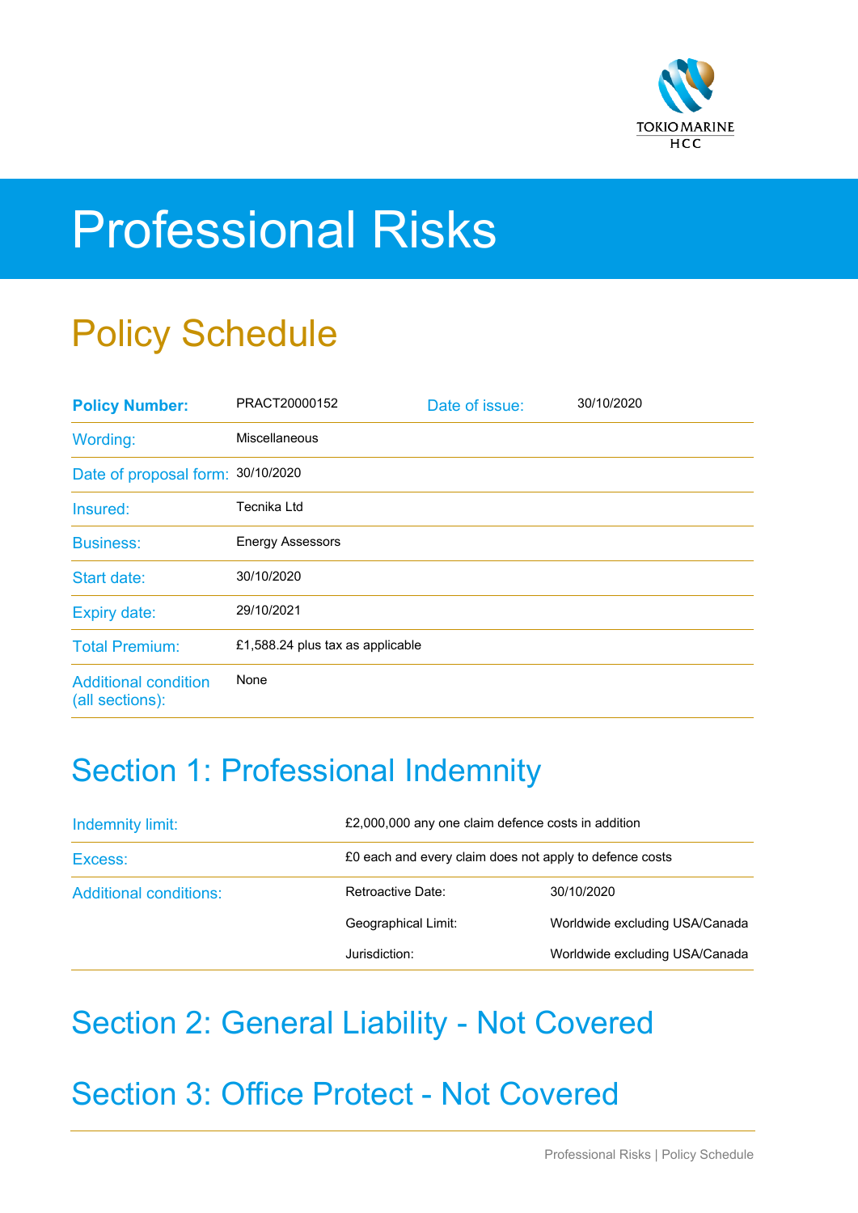TOKIO MARINE HCC

# Professional Risks

## Policy Schedule

| | | | |
|---|---|---|---|
| **Policy Number:** | PRACT20000152 | Date of issue: | 30/10/2020 |
| Wording: | Miscellaneous | | |
| Date of proposal form: | 30/10/2020 | | |
| Insured: | Tecnika Ltd | | |
| Business: | Energy Assessors | | |
| Start date: | 30/10/2020 | | |
| Expiry date: | 29/10/2021 | | |
| Total Premium: | £1,588.24 plus tax as applicable | | |
| Additional condition (all sections): | None | | |

## Section 1: Professional Indemnity

| | | |
|---|---|---|
| Indemnity limit: | £2,000,000 any one claim defence costs in addition | |
| Excess: | £0 each and every claim does not apply to defence costs | |
| Additional conditions: | Retroactive Date: | 30/10/2020 |
| | Geographical Limit: | Worldwide excluding USA/Canada |
| | Jurisdiction: | Worldwide excluding USA/Canada |

## Section 2: General Liability - Not Covered

## Section 3: Office Protect - Not Covered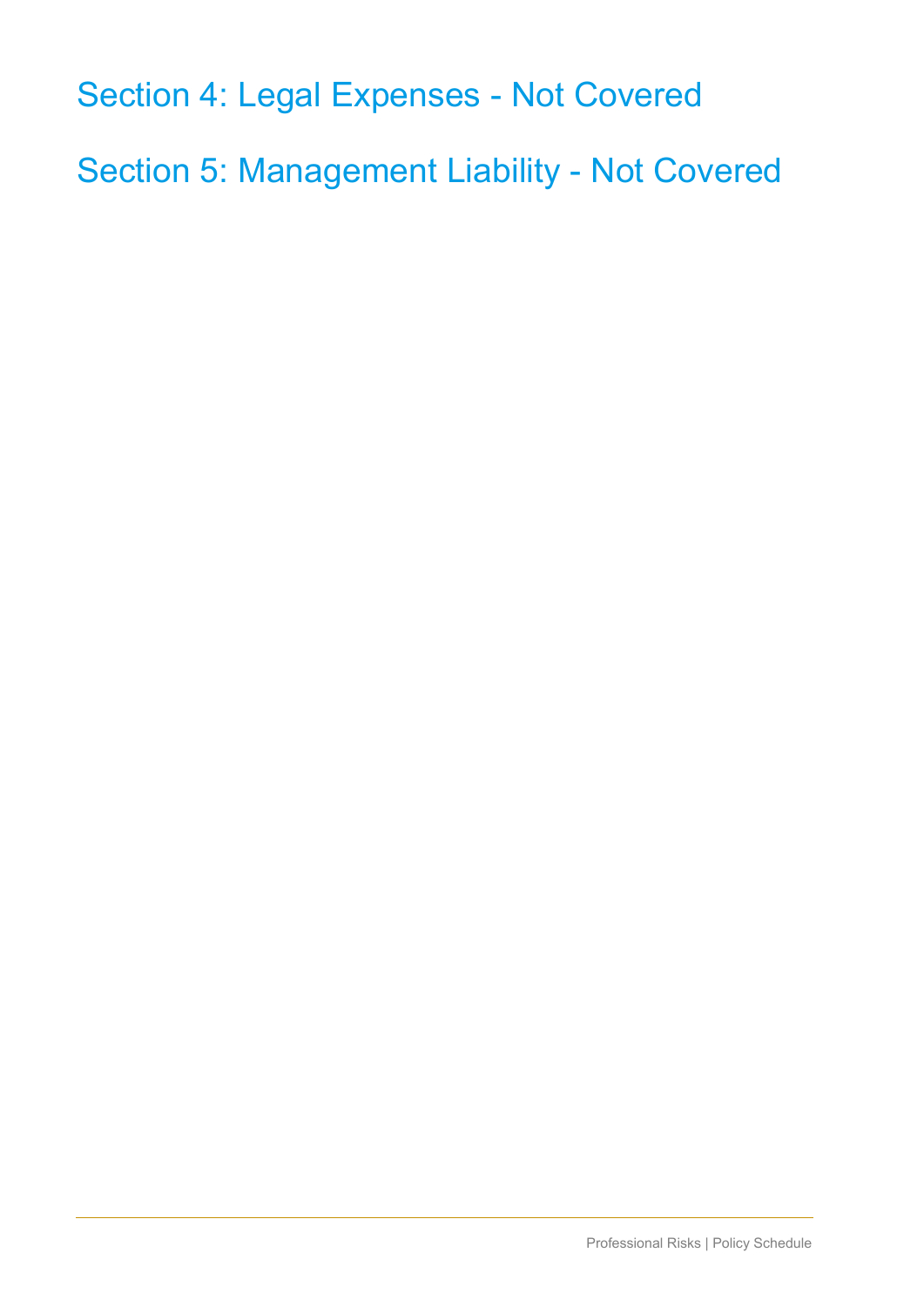## Section 4: Legal Expenses - Not Covered

## Section 5: Management Liability - Not Covered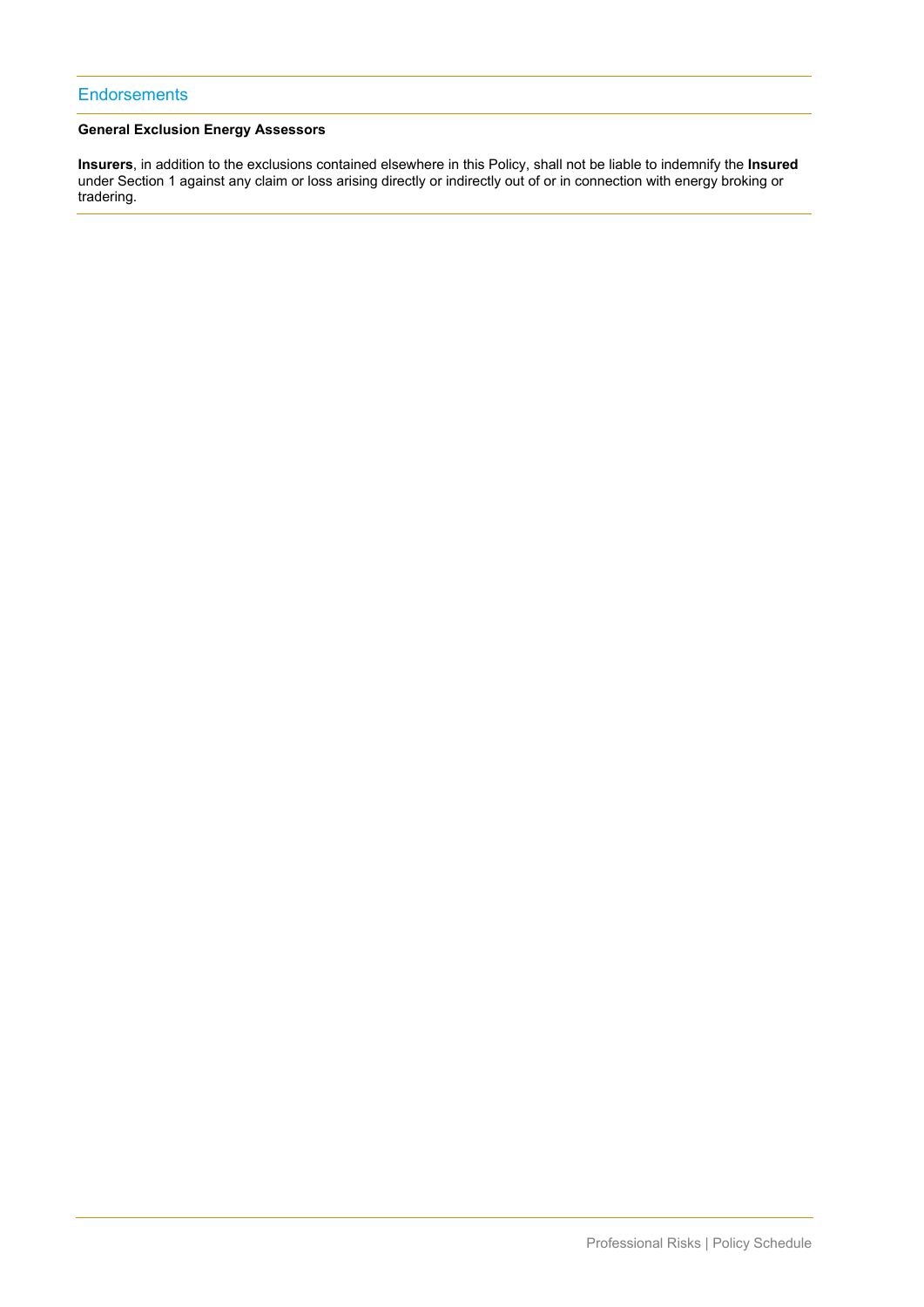## Endorsements

**General Exclusion Energy Assessors**

**Insurers**, in addition to the exclusions contained elsewhere in this Policy, shall not be liable to indemnify the **Insured** under Section 1 against any claim or loss arising directly or indirectly out of or in connection with energy broking or tradering.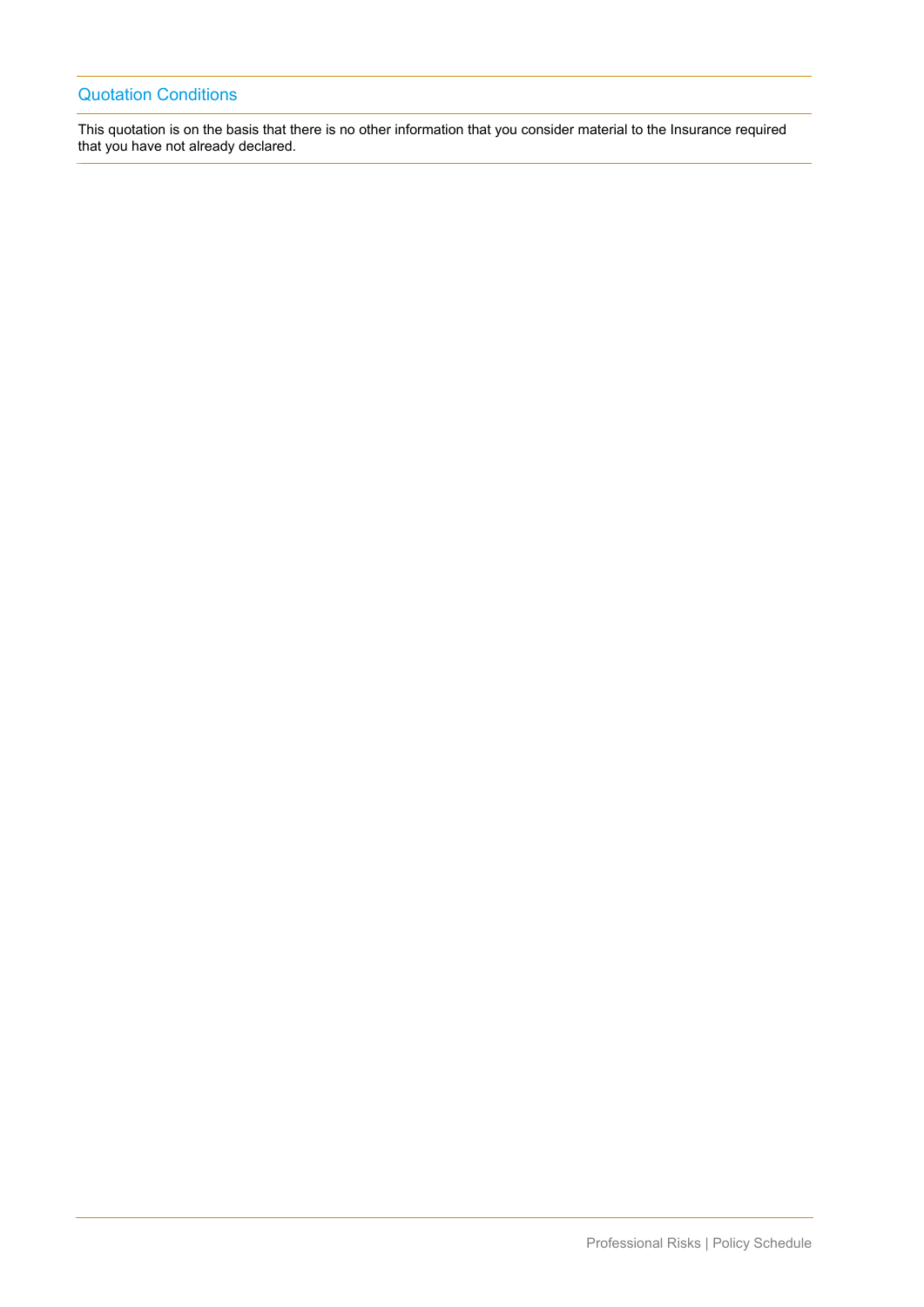## Quotation Conditions

This quotation is on the basis that there is no other information that you consider material to the Insurance required that you have not already declared.